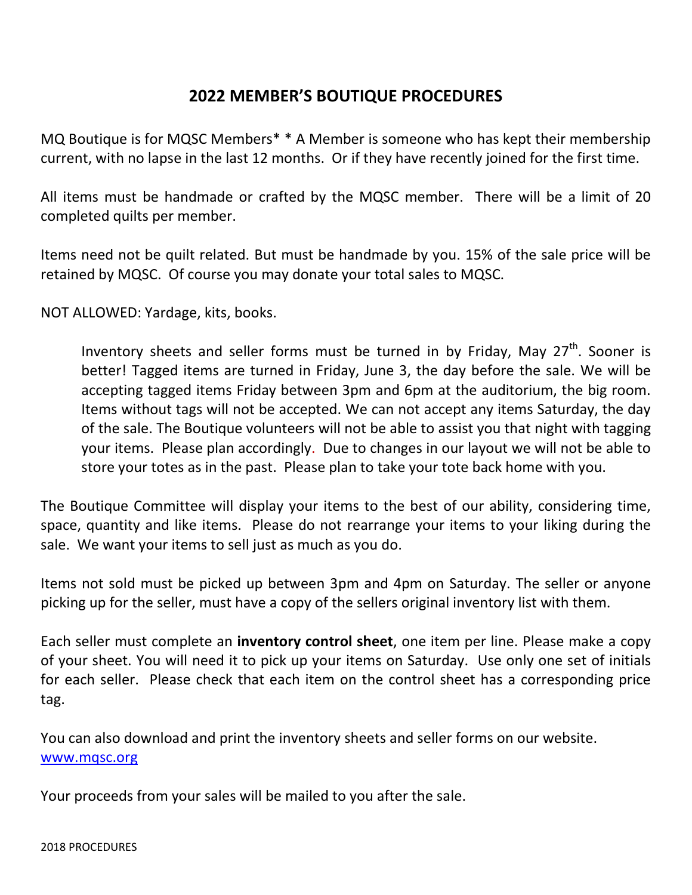# 2022 MEMBER'S BOUTIQUE PROCEDURES

MQ Boutique is for MQSC Members* * A Member is someone who has kept their membership current, with no lapse in the last 12 months. Or if they have recently joined for the first time.

All items must be handmade or crafted by the MQSC member. There will be a limit of 20 completed quilts per member.

Items need not be quilt related. But must be handmade by you. 15% of the sale price will be retained by MQSC. Of course you may donate your total sales to MQSC.

NOT ALLOWED: Yardage, kits, books.

> Inventory sheets and seller forms must be turned in by Friday, May 27th. Sooner is better! Tagged items are turned in Friday, June 3, the day before the sale. We will be accepting tagged items Friday between 3pm and 6pm at the auditorium, the big room. Items without tags will not be accepted. We can not accept any items Saturday, the day of the sale. The Boutique volunteers will not be able to assist you that night with tagging your items. Please plan accordingly. Due to changes in our layout we will not be able to store your totes as in the past. Please plan to take your tote back home with you.

The Boutique Committee will display your items to the best of our ability, considering time, space, quantity and like items. Please do not rearrange your items to your liking during the sale. We want your items to sell just as much as you do.

Items not sold must be picked up between 3pm and 4pm on Saturday. The seller or anyone picking up for the seller, must have a copy of the sellers original inventory list with them.

Each seller must complete an **inventory control sheet**, one item per line. Please make a copy of your sheet. You will need it to pick up your items on Saturday. Use only one set of initials for each seller. Please check that each item on the control sheet has a corresponding price tag.

You can also download and print the inventory sheets and seller forms on our website.
[www.mqsc.org](http://www.mqsc.org)

Your proceeds from your sales will be mailed to you after the sale.

2018 PROCEDURES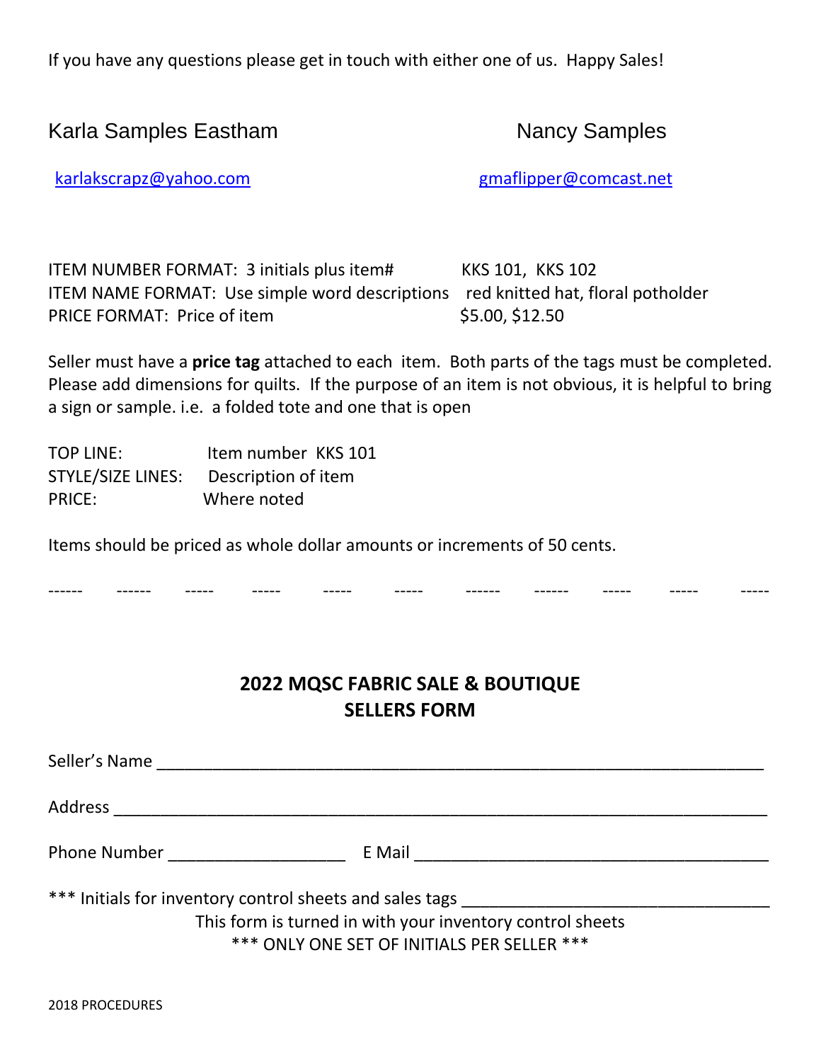If you have any questions please get in touch with either one of us. Happy Sales!

| | |
|---|---|
| Karla Samples Eastham | Nancy Samples |
| karlakscrapz@yahoo.com | gmaflipper@comcast.net |

| | |
|---|---|
| ITEM NUMBER FORMAT: 3 initials plus item# | KKS 101, KKS 102 |
| ITEM NAME FORMAT: Use simple word descriptions | red knitted hat, floral potholder |
| PRICE FORMAT: Price of item | $5.00, $12.50 |

Seller must have a **price tag** attached to each item. Both parts of the tags must be completed. Please add dimensions for quilts. If the purpose of an item is not obvious, it is helpful to bring a sign or sample. i.e. a folded tote and one that is open

| | |
|---|---|
| TOP LINE: | Item number KKS 101 |
| STYLE/SIZE LINES: | Description of item |
| PRICE: | Where noted |

Items should be priced as whole dollar amounts or increments of 50 cents.

------ ------ ----- ----- ----- ----- ------ ------ ----- ----- -----

## 2022 MQSC FABRIC SALE & BOUTIQUE
## SELLERS FORM

Seller's Name ______________________________________________________________

Address ____________________________________________________________________

Phone Number ___________________ E Mail ______________________________________

*** Initials for inventory control sheets and sales tags _________________________________

This form is turned in with your inventory control sheets

*** ONLY ONE SET OF INITIALS PER SELLER ***

2018 PROCEDURES